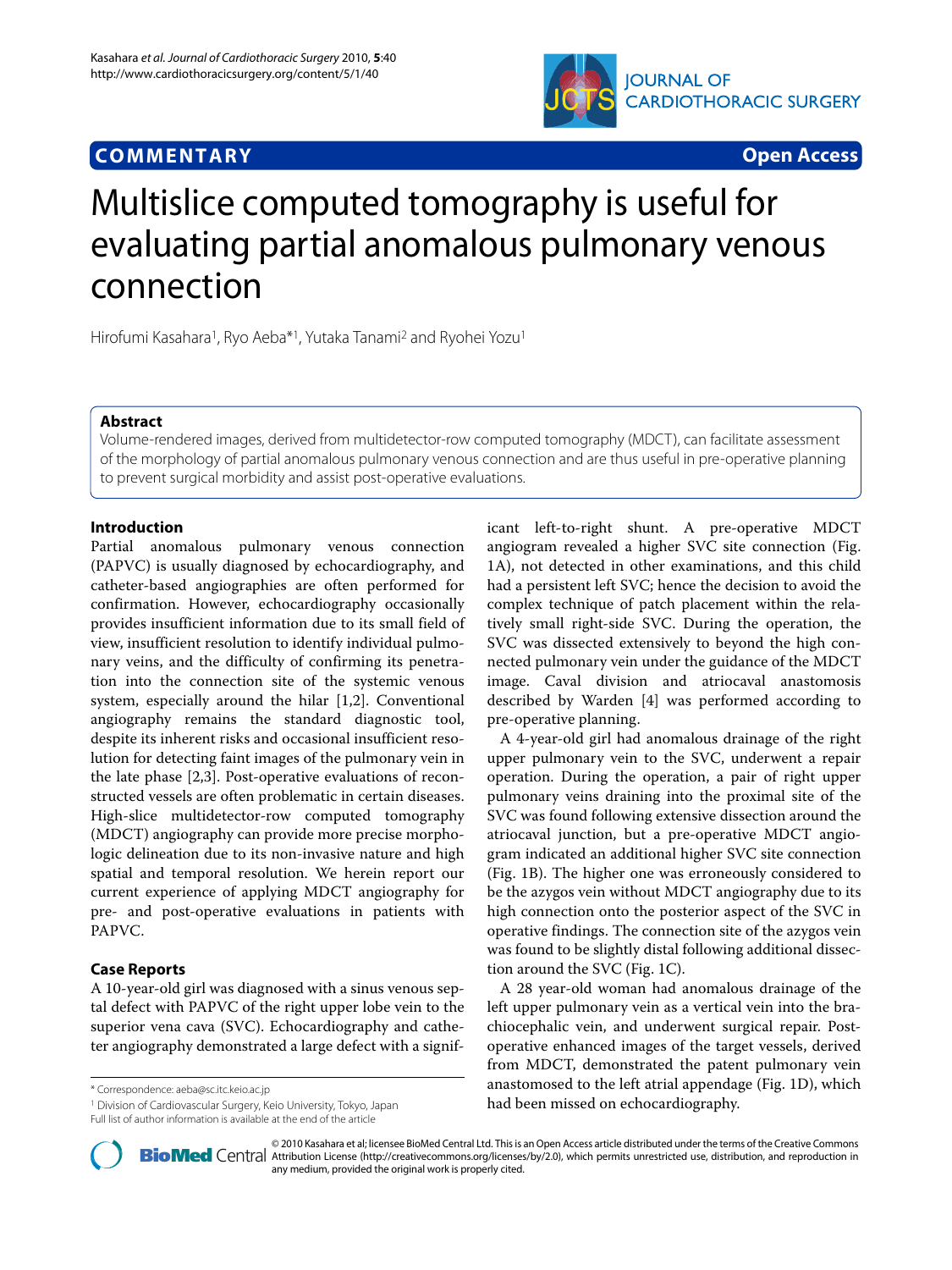**COMMENTARY** **Open Access**

# Multislice computed tomography is useful for evaluating partial anomalous pulmonary venous connection

Hirofumi Kasahara[1], Ryo Aeba*[1], Yutaka Tanami[2] and Ryohei Yozu[1]

## Abstract

Volume-rendered images, derived from multidetector-row computed tomography (MDCT), can facilitate assessment of the morphology of partial anomalous pulmonary venous connection and are thus useful in pre-operative planning to prevent surgical morbidity and assist post-operative evaluations.

## Introduction

Partial anomalous pulmonary venous connection (PAPVC) is usually diagnosed by echocardiography, and catheter-based angiographies are often performed for confirmation. However, echocardiography occasionally provides insufficient information due to its small field of view, insufficient resolution to identify individual pulmonary veins, and the difficulty of confirming its penetration into the connection site of the systemic venous system, especially around the hilar [1,2]. Conventional angiography remains the standard diagnostic tool, despite its inherent risks and occasional insufficient resolution for detecting faint images of the pulmonary vein in the late phase [2,3]. Post-operative evaluations of reconstructed vessels are often problematic in certain diseases. High-slice multidetector-row computed tomography (MDCT) angiography can provide more precise morphologic delineation due to its non-invasive nature and high spatial and temporal resolution. We herein report our current experience of applying MDCT angiography for pre- and post-operative evaluations in patients with PAPVC.

## Case Reports

A 10-year-old girl was diagnosed with a sinus venous septal defect with PAPVC of the right upper lobe vein to the superior vena cava (SVC). Echocardiography and catheter angiography demonstrated a large defect with a significant left-to-right shunt. A pre-operative MDCT angiogram revealed a higher SVC site connection (Fig. 1A), not detected in other examinations, and this child had a persistent left SVC; hence the decision to avoid the complex technique of patch placement within the relatively small right-side SVC. During the operation, the SVC was dissected extensively to beyond the high connected pulmonary vein under the guidance of the MDCT image. Caval division and atriocaval anastomosis described by Warden [4] was performed according to pre-operative planning.

A 4-year-old girl had anomalous drainage of the right upper pulmonary vein to the SVC, underwent a repair operation. During the operation, a pair of right upper pulmonary veins draining into the proximal site of the SVC was found following extensive dissection around the atriocaval junction, but a pre-operative MDCT angiogram indicated an additional higher SVC site connection (Fig. 1B). The higher one was erroneously considered to be the azygos vein without MDCT angiography due to its high connection onto the posterior aspect of the SVC in operative findings. The connection site of the azygos vein was found to be slightly distal following additional dissection around the SVC (Fig. 1C).

A 28 year-old woman had anomalous drainage of the left upper pulmonary vein as a vertical vein into the brachiocephalic vein, and underwent surgical repair. Post-operative enhanced images of the target vessels, derived from MDCT, demonstrated the patent pulmonary vein anastomosed to the left atrial appendage (Fig. 1D), which had been missed on echocardiography.

\* Correspondence: aeba@sc.itc.keio.ac.jp

[1] Division of Cardiovascular Surgery, Keio University, Tokyo, Japan

Full list of author information is available at the end of the article

© 2010 Kasahara et al; licensee BioMed Central Ltd. This is an Open Access article distributed under the terms of the Creative Commons Attribution License (http://creativecommons.org/licenses/by/2.0), which permits unrestricted use, distribution, and reproduction in any medium, provided the original work is properly cited.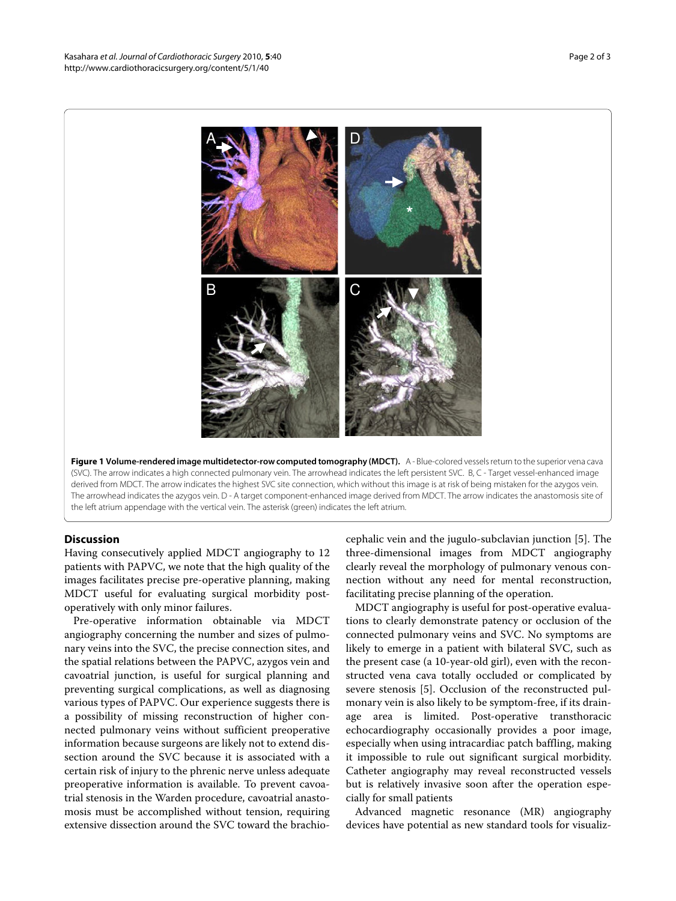**Figure 1 Volume-rendered image multidetector-row computed tomography (MDCT).** A - Blue-colored vessels return to the superior vena cava (SVC). The arrow indicates a high connected pulmonary vein. The arrowhead indicates the left persistent SVC. B, C - Target vessel-enhanced image derived from MDCT. The arrow indicates the highest SVC site connection, which without this image is at risk of being mistaken for the azygos vein. The arrowhead indicates the azygos vein. D - A target component-enhanced image derived from MDCT. The arrow indicates the anastomosis site of the left atrium appendage with the vertical vein. The asterisk (green) indicates the left atrium.

## Discussion

Having consecutively applied MDCT angiography to 12 patients with PAPVC, we note that the high quality of the images facilitates precise pre-operative planning, making MDCT useful for evaluating surgical morbidity post-operatively with only minor failures.

Pre-operative information obtainable via MDCT angiography concerning the number and sizes of pulmonary veins into the SVC, the precise connection sites, and the spatial relations between the PAPVC, azygos vein and cavoatrial junction, is useful for surgical planning and preventing surgical complications, as well as diagnosing various types of PAPVC. Our experience suggests there is a possibility of missing reconstruction of higher connected pulmonary veins without sufficient preoperative information because surgeons are likely not to extend dissection around the SVC because it is associated with a certain risk of injury to the phrenic nerve unless adequate preoperative information is available. To prevent cavoatrial stenosis in the Warden procedure, cavoatrial anastomosis must be accomplished without tension, requiring extensive dissection around the SVC toward the brachiocephalic vein and the jugulo-subclavian junction [5]. The three-dimensional images from MDCT angiography clearly reveal the morphology of pulmonary venous connection without any need for mental reconstruction, facilitating precise planning of the operation.

MDCT angiography is useful for post-operative evaluations to clearly demonstrate patency or occlusion of the connected pulmonary veins and SVC. No symptoms are likely to emerge in a patient with bilateral SVC, such as the present case (a 10-year-old girl), even with the reconstructed vena cava totally occluded or complicated by severe stenosis [5]. Occlusion of the reconstructed pulmonary vein is also likely to be symptom-free, if its drainage area is limited. Post-operative transthoracic echocardiography occasionally provides a poor image, especially when using intracardiac patch baffling, making it impossible to rule out significant surgical morbidity. Catheter angiography may reveal reconstructed vessels but is relatively invasive soon after the operation especially for small patients

Advanced magnetic resonance (MR) angiography devices have potential as new standard tools for visualiz-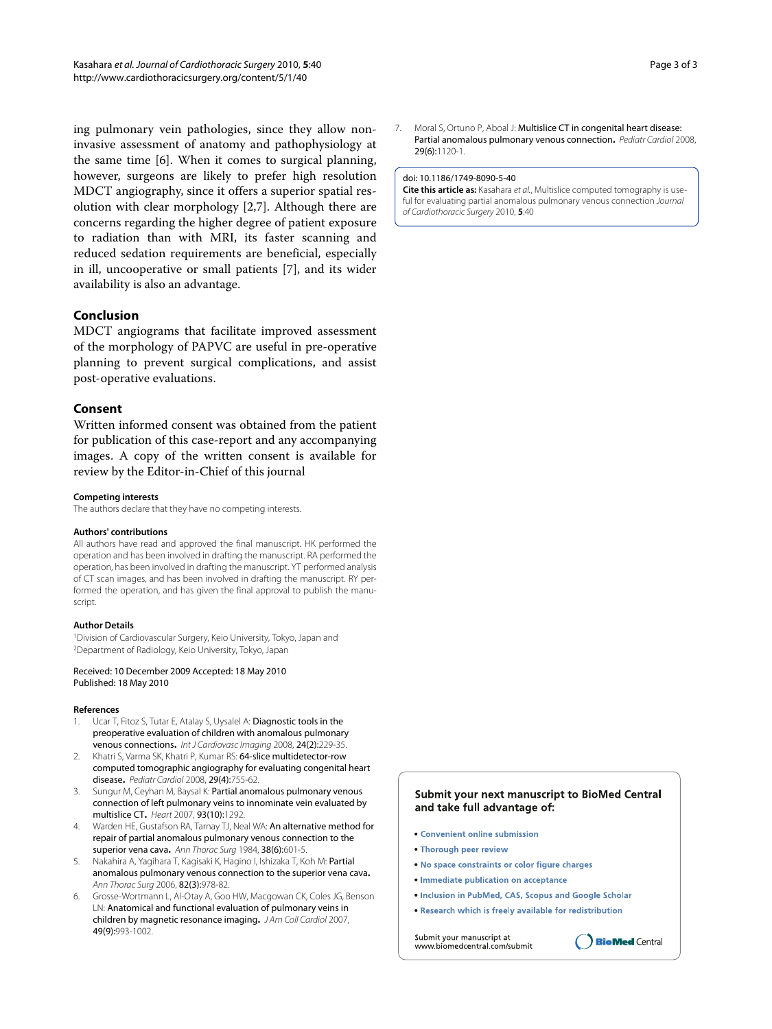ing pulmonary vein pathologies, since they allow non-invasive assessment of anatomy and pathophysiology at the same time [6]. When it comes to surgical planning, however, surgeons are likely to prefer high resolution MDCT angiography, since it offers a superior spatial resolution with clear morphology [2,7]. Although there are concerns regarding the higher degree of patient exposure to radiation than with MRI, its faster scanning and reduced sedation requirements are beneficial, especially in ill, uncooperative or small patients [7], and its wider availability is also an advantage.

## Conclusion

MDCT angiograms that facilitate improved assessment of the morphology of PAPVC are useful in pre-operative planning to prevent surgical complications, and assist post-operative evaluations.

## Consent

Written informed consent was obtained from the patient for publication of this case-report and any accompanying images. A copy of the written consent is available for review by the Editor-in-Chief of this journal

### Competing interests

The authors declare that they have no competing interests.

### Authors' contributions

All authors have read and approved the final manuscript. HK performed the operation and has been involved in drafting the manuscript. RA performed the operation, has been involved in drafting the manuscript. YT performed analysis of CT scan images, and has been involved in drafting the manuscript. RY performed the operation, and has given the final approval to publish the manuscript.

### Author Details

[1]Division of Cardiovascular Surgery, Keio University, Tokyo, Japan and [2]Department of Radiology, Keio University, Tokyo, Japan

Received: 10 December 2009 Accepted: 18 May 2010
Published: 18 May 2010

### References

1. Ucar T, Fitoz S, Tutar E, Atalay S, Uysalel A: **Diagnostic tools in the preoperative evaluation of children with anomalous pulmonary venous connections.** *Int J Cardiovasc Imaging* 2008, **24(2)**:229-35.
2. Khatri S, Varma SK, Khatri P, Kumar RS: **64-slice multidetector-row computed tomographic angiography for evaluating congenital heart disease.** *Pediatr Cardiol* 2008, **29(4)**:755-62.
3. Sungur M, Ceyhan M, Baysal K: **Partial anomalous pulmonary venous connection of left pulmonary veins to innominate vein evaluated by multislice CT.** *Heart* 2007, **93(10)**:1292.
4. Warden HE, Gustafson RA, Tarnay TJ, Neal WA: **An alternative method for repair of partial anomalous pulmonary venous connection to the superior vena cava.** *Ann Thorac Surg* 1984, **38(6)**:601-5.
5. Nakahira A, Yagihara T, Kagisaki K, Hagino I, Ishizaka T, Koh M: **Partial anomalous pulmonary venous connection to the superior vena cava.** *Ann Thorac Surg* 2006, **82(3)**:978-82.
6. Grosse-Wortmann L, Al-Otay A, Goo HW, Macgowan CK, Coles JG, Benson LN: **Anatomical and functional evaluation of pulmonary veins in children by magnetic resonance imaging.** *J Am Coll Cardiol* 2007, **49(9)**:993-1002.
7. Moral S, Ortuno P, Aboal J: **Multislice CT in congenital heart disease: Partial anomalous pulmonary venous connection.** *Pediatr Cardiol* 2008, **29(6)**:1120-1.

doi: 10.1186/1749-8090-5-40
**Cite this article as:** Kasahara *et al.*, Multislice computed tomography is useful for evaluating partial anomalous pulmonary venous connection *Journal of Cardiothoracic Surgery* 2010, **5**:40